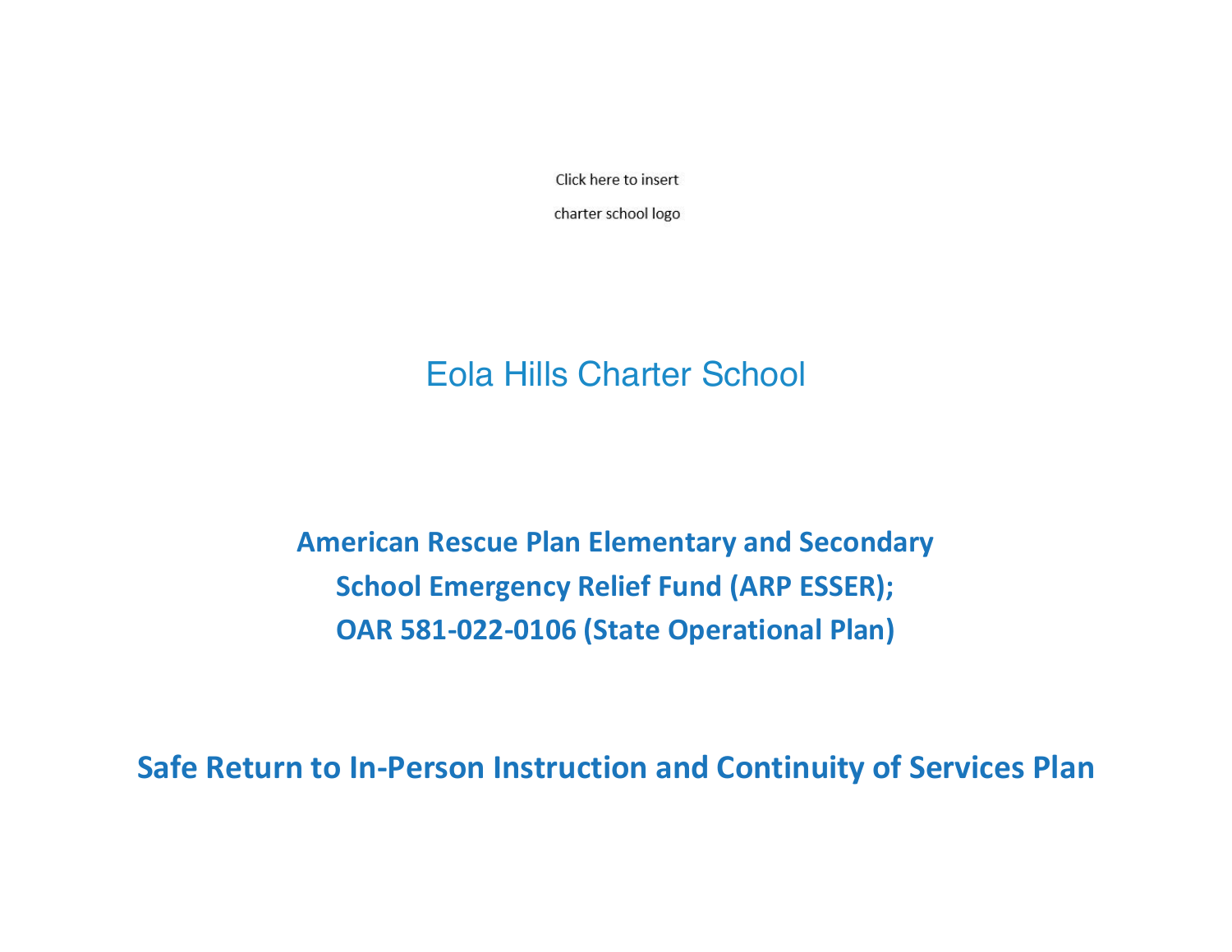Click here to insert

charter school logo

# Eola Hills Charter School

## American Rescue Plan Elementary and Secondary School Emergency Relief Fund (ARP ESSER); OAR 581-022-0106 (State Operational Plan)

## Safe Return to In-Person Instruction and Continuity of Services Plan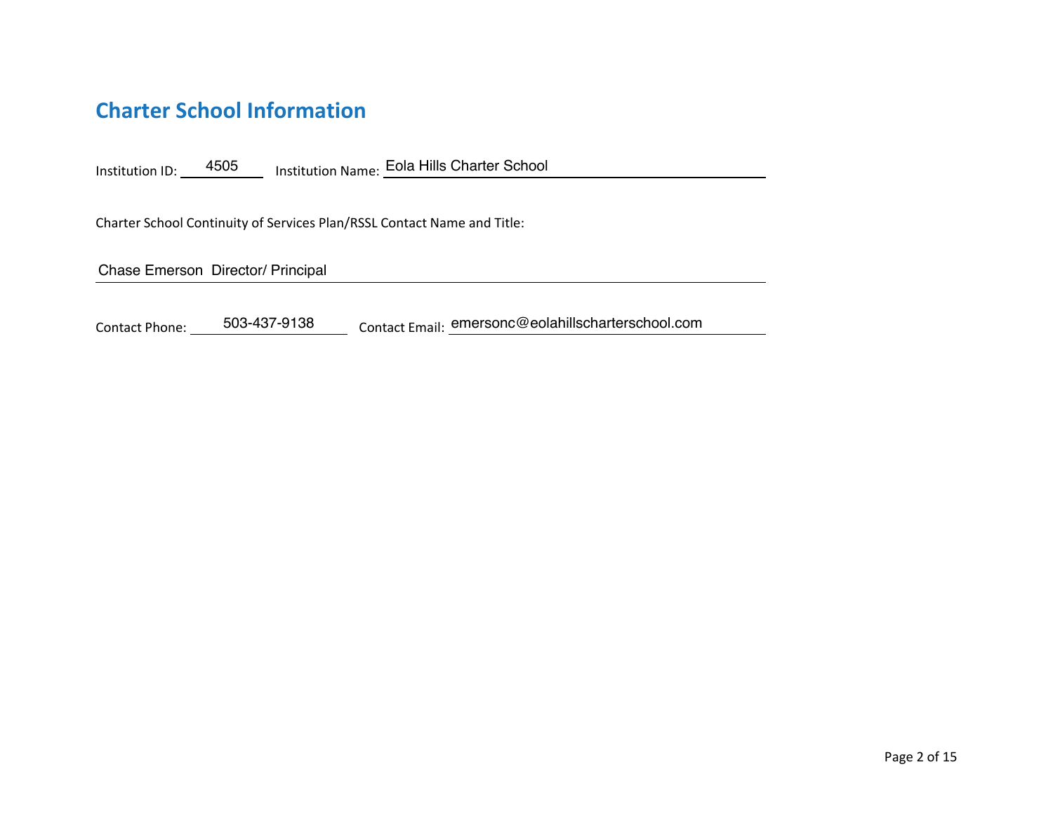## Charter School Information

Institution ID: 4505 Institution Name: Eola Hills Charter School

Charter School Continuity of Services Plan/RSSL Contact Name and Title:

Chase Emerson Director/ Principal

Contact Phone: 503-437-9138 Contact Email: emersonc@eolahillscharterschool.com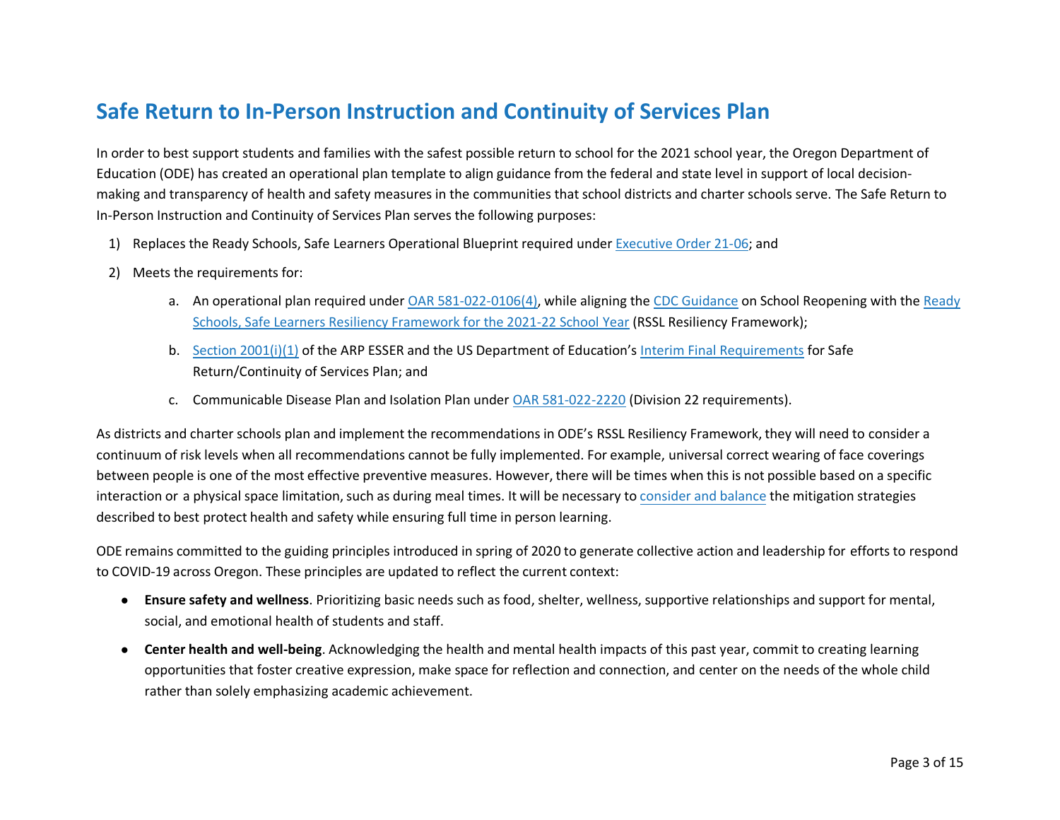## Safe Return to In-Person Instruction and Continuity of Services Plan

In order to best support students and families with the safest possible return to school for the 2021 school year, the Oregon Department of Education (ODE) has created an operational plan template to align guidance from the federal and state level in support of local decision-making and transparency of health and safety measures in the communities that school districts and charter schools serve. The Safe Return to In-Person Instruction and Continuity of Services Plan serves the following purposes:

1) Replaces the Ready Schools, Safe Learners Operational Blueprint required under Executive Order 21-06; and
2) Meets the requirements for:
   a. An operational plan required under OAR 581-022-0106(4), while aligning the CDC Guidance on School Reopening with the Ready Schools, Safe Learners Resiliency Framework for the 2021-22 School Year (RSSL Resiliency Framework);
   b. Section 2001(i)(1) of the ARP ESSER and the US Department of Education's Interim Final Requirements for Safe Return/Continuity of Services Plan; and
   c. Communicable Disease Plan and Isolation Plan under OAR 581-022-2220 (Division 22 requirements).

As districts and charter schools plan and implement the recommendations in ODE's RSSL Resiliency Framework, they will need to consider a continuum of risk levels when all recommendations cannot be fully implemented. For example, universal correct wearing of face coverings between people is one of the most effective preventive measures. However, there will be times when this is not possible based on a specific interaction or a physical space limitation, such as during meal times. It will be necessary to consider and balance the mitigation strategies described to best protect health and safety while ensuring full time in person learning.

ODE remains committed to the guiding principles introduced in spring of 2020 to generate collective action and leadership for efforts to respond to COVID-19 across Oregon. These principles are updated to reflect the current context:

- **Ensure safety and wellness**. Prioritizing basic needs such as food, shelter, wellness, supportive relationships and support for mental, social, and emotional health of students and staff.
- **Center health and well-being**. Acknowledging the health and mental health impacts of this past year, commit to creating learning opportunities that foster creative expression, make space for reflection and connection, and center on the needs of the whole child rather than solely emphasizing academic achievement.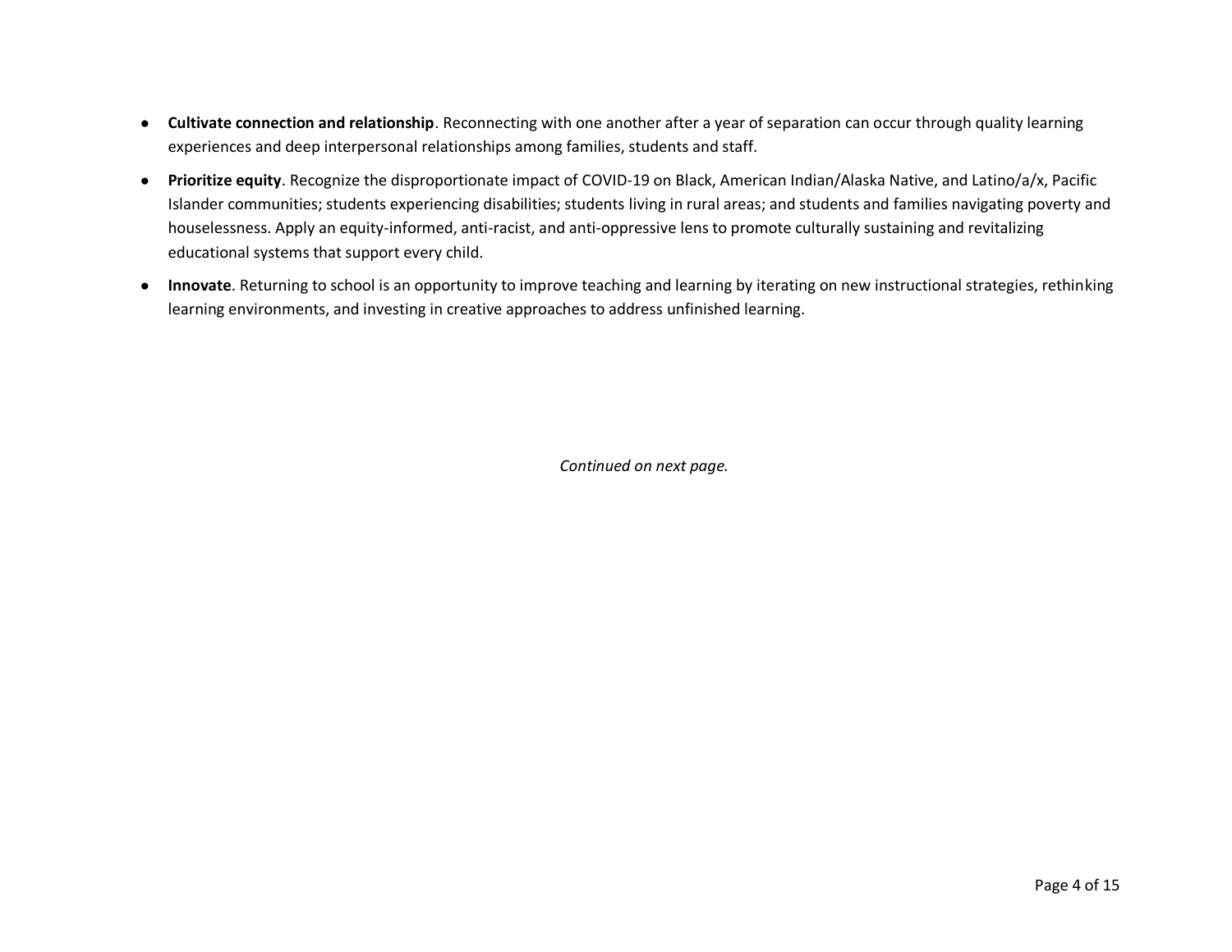- **Cultivate connection and relationship**. Reconnecting with one another after a year of separation can occur through quality learning experiences and deep interpersonal relationships among families, students and staff.
- **Prioritize equity**. Recognize the disproportionate impact of COVID-19 on Black, American Indian/Alaska Native, and Latino/a/x, Pacific Islander communities; students experiencing disabilities; students living in rural areas; and students and families navigating poverty and houselessness. Apply an equity-informed, anti-racist, and anti-oppressive lens to promote culturally sustaining and revitalizing educational systems that support every child.
- **Innovate**. Returning to school is an opportunity to improve teaching and learning by iterating on new instructional strategies, rethinking learning environments, and investing in creative approaches to address unfinished learning.

*Continued on next page.*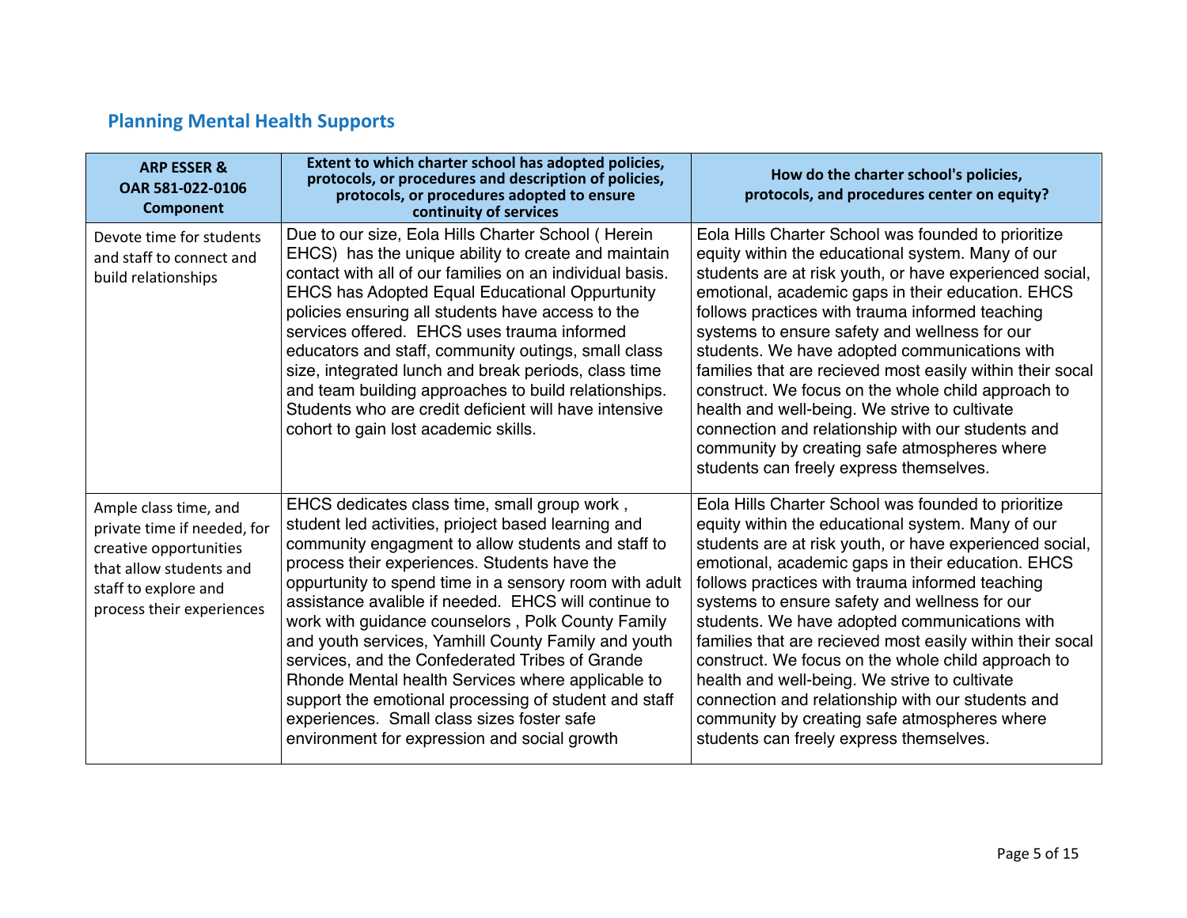## Planning Mental Health Supports

| ARP ESSER & OAR 581-022-0106 Component | Extent to which charter school has adopted policies, protocols, or procedures and description of policies, protocols, or procedures adopted to ensure continuity of services | How do the charter school's policies, protocols, and procedures center on equity? |
| --- | --- | --- |
| Devote time for students and staff to connect and build relationships | Due to our size, Eola Hills Charter School ( Herein EHCS) has the unique ability to create and maintain contact with all of our families on an individual basis. EHCS has Adopted Equal Educational Oppurtunity policies ensuring all students have access to the services offered. EHCS uses trauma informed educators and staff, community outings, small class size, integrated lunch and break periods, class time and team building approaches to build relationships. Students who are credit deficient will have intensive cohort to gain lost academic skills. | Eola Hills Charter School was founded to prioritize equity within the educational system. Many of our students are at risk youth, or have experienced social, emotional, academic gaps in their education. EHCS follows practices with trauma informed teaching systems to ensure safety and wellness for our students. We have adopted communications with families that are recieved most easily within their socal construct. We focus on the whole child approach to health and well-being. We strive to cultivate connection and relationship with our students and community by creating safe atmospheres where students can freely express themselves. |
| Ample class time, and private time if needed, for creative opportunities that allow students and staff to explore and process their experiences | EHCS dedicates class time, small group work , student led activities, prioject based learning and community engagment to allow students and staff to process their experiences. Students have the oppurtunity to spend time in a sensory room with adult assistance avalible if needed. EHCS will continue to work with guidance counselors , Polk County Family and youth services, Yamhill County Family and youth services, and the Confederated Tribes of Grande Rhonde Mental health Services where applicable to support the emotional processing of student and staff experiences. Small class sizes foster safe environment for expression and social growth | Eola Hills Charter School was founded to prioritize equity within the educational system. Many of our students are at risk youth, or have experienced social, emotional, academic gaps in their education. EHCS follows practices with trauma informed teaching systems to ensure safety and wellness for our students. We have adopted communications with families that are recieved most easily within their socal construct. We focus on the whole child approach to health and well-being. We strive to cultivate connection and relationship with our students and community by creating safe atmospheres where students can freely express themselves. |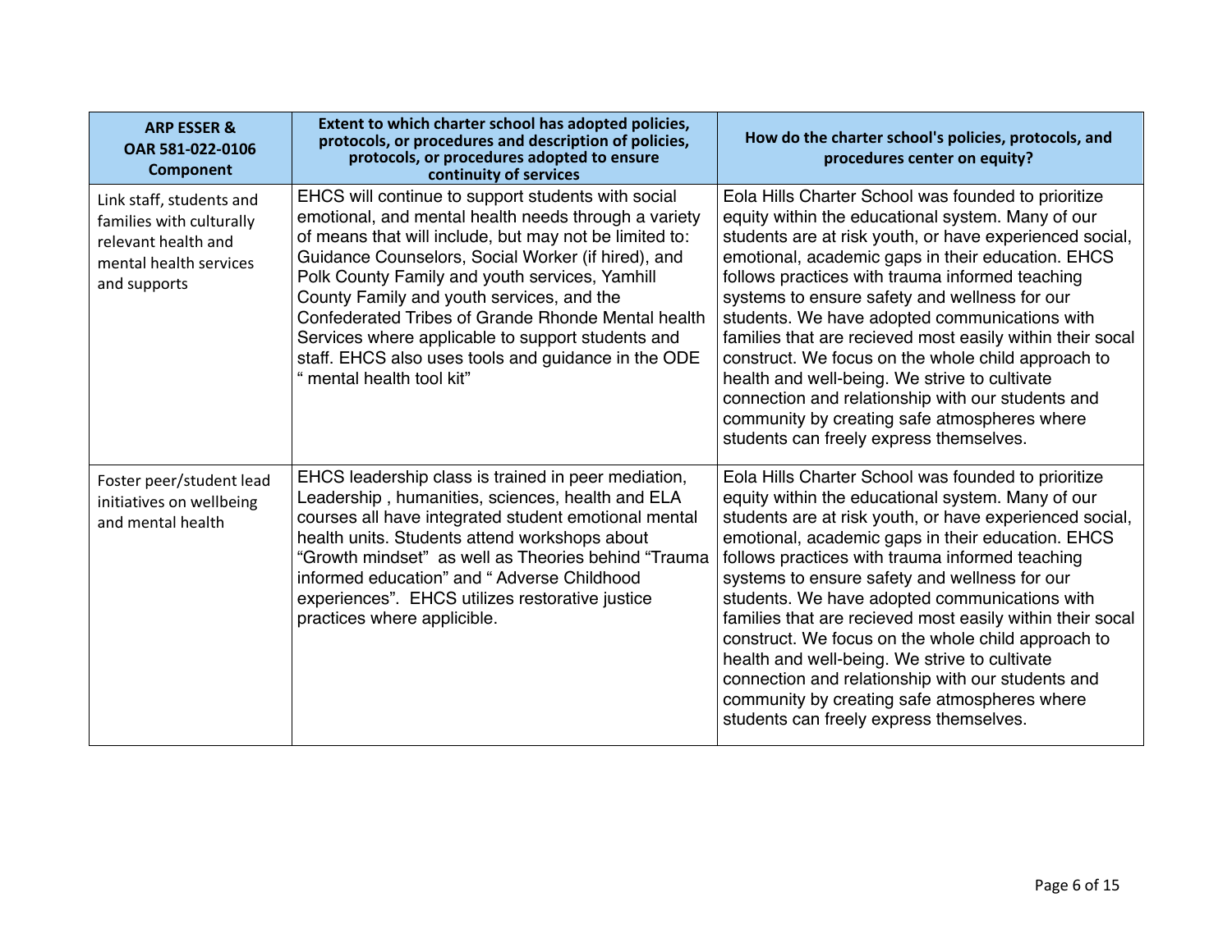| ARP ESSER & OAR 581-022-0106 Component | Extent to which charter school has adopted policies, protocols, or procedures and description of policies, protocols, or procedures adopted to ensure continuity of services | How do the charter school's policies, protocols, and procedures center on equity? |
|---|---|---|
| Link staff, students and families with culturally relevant health and mental health services and supports | EHCS will continue to support students with social emotional, and mental health needs through a variety of means that will include, but may not be limited to: Guidance Counselors, Social Worker (if hired), and Polk County Family and youth services, Yamhill County Family and youth services, and the Confederated Tribes of Grande Rhonde Mental health Services where applicable to support students and staff. EHCS also uses tools and guidance in the ODE " mental health tool kit" | Eola Hills Charter School was founded to prioritize equity within the educational system. Many of our students are at risk youth, or have experienced social, emotional, academic gaps in their education. EHCS follows practices with trauma informed teaching systems to ensure safety and wellness for our students. We have adopted communications with families that are recieved most easily within their socal construct. We focus on the whole child approach to health and well-being. We strive to cultivate connection and relationship with our students and community by creating safe atmospheres where students can freely express themselves. |
| Foster peer/student lead initiatives on wellbeing and mental health | EHCS leadership class is trained in peer mediation, Leadership , humanities, sciences, health and ELA courses all have integrated student emotional mental health units. Students attend workshops about "Growth mindset" as well as Theories behind "Trauma informed education" and " Adverse Childhood experiences". EHCS utilizes restorative justice practices where applicible. | Eola Hills Charter School was founded to prioritize equity within the educational system. Many of our students are at risk youth, or have experienced social, emotional, academic gaps in their education. EHCS follows practices with trauma informed teaching systems to ensure safety and wellness for our students. We have adopted communications with families that are recieved most easily within their socal construct. We focus on the whole child approach to health and well-being. We strive to cultivate connection and relationship with our students and community by creating safe atmospheres where students can freely express themselves. |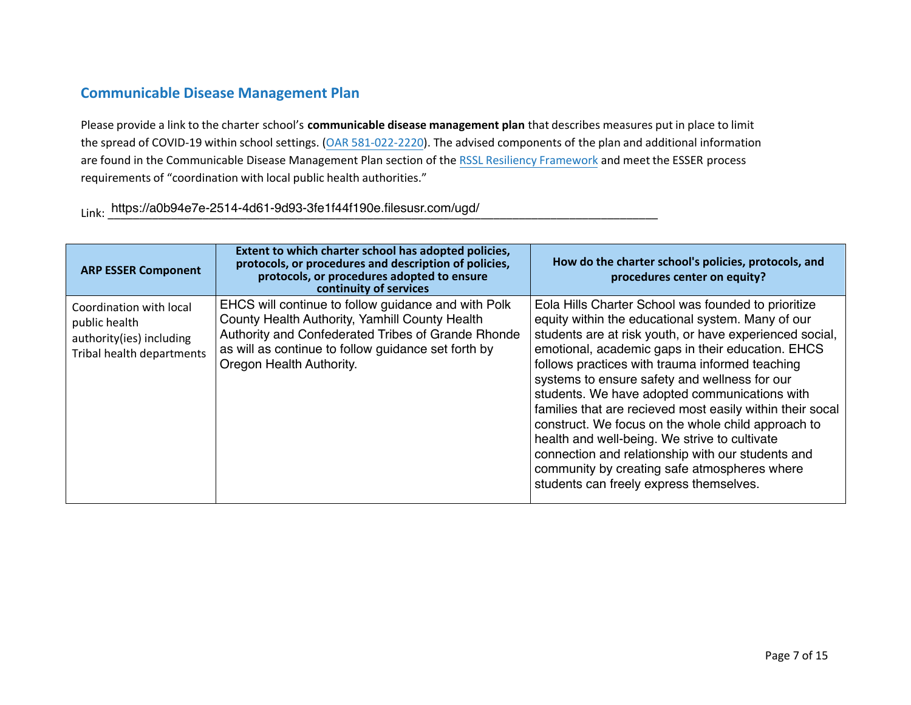## Communicable Disease Management Plan

Please provide a link to the charter school's **communicable disease management plan** that describes measures put in place to limit the spread of COVID-19 within school settings. (OAR 581-022-2220). The advised components of the plan and additional information are found in the Communicable Disease Management Plan section of the RSSL Resiliency Framework and meet the ESSER process requirements of "coordination with local public health authorities."

Link: https://a0b94e7e-2514-4d61-9d93-3fe1f44f190e.filesusr.com/ugd/

| ARP ESSER Component | Extent to which charter school has adopted policies, protocols, or procedures and description of policies, protocols, or procedures adopted to ensure continuity of services | How do the charter school's policies, protocols, and procedures center on equity? |
|---|---|---|
| Coordination with local public health authority(ies) including Tribal health departments | EHCS will continue to follow guidance and with Polk County Health Authority, Yamhill County Health Authority and Confederated Tribes of Grande Rhonde as will as continue to follow guidance set forth by Oregon Health Authority. | Eola Hills Charter School was founded to prioritize equity within the educational system. Many of our students are at risk youth, or have experienced social, emotional, academic gaps in their education. EHCS follows practices with trauma informed teaching systems to ensure safety and wellness for our students. We have adopted communications with families that are recieved most easily within their socal construct. We focus on the whole child approach to health and well-being. We strive to cultivate connection and relationship with our students and community by creating safe atmospheres where students can freely express themselves. |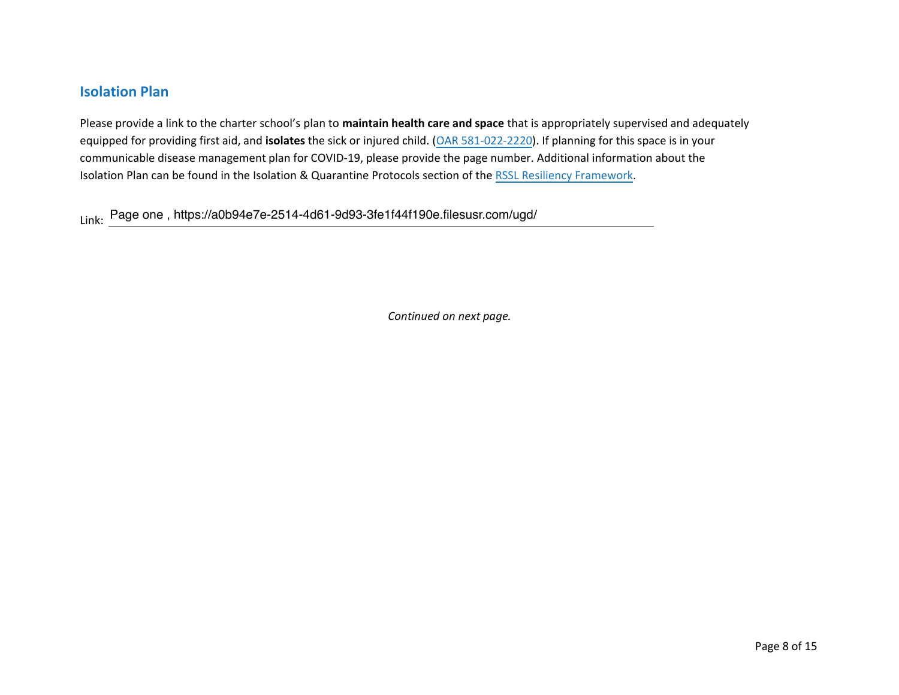## Isolation Plan

Please provide a link to the charter school's plan to **maintain health care and space** that is appropriately supervised and adequately equipped for providing first aid, and **isolates** the sick or injured child. (OAR 581-022-2220). If planning for this space is in your communicable disease management plan for COVID-19, please provide the page number. Additional information about the Isolation Plan can be found in the Isolation & Quarantine Protocols section of the RSSL Resiliency Framework.

Link: Page one , https://a0b94e7e-2514-4d61-9d93-3fe1f44f190e.filesusr.com/ugd/

*Continued on next page.*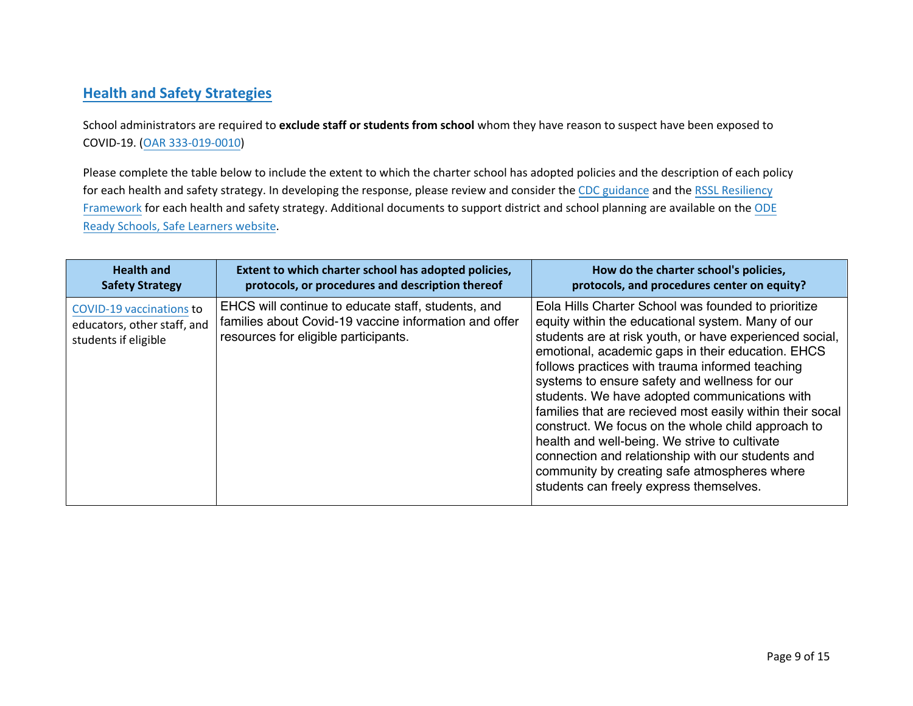## Health and Safety Strategies

School administrators are required to **exclude staff or students from school** whom they have reason to suspect have been exposed to COVID-19. (OAR 333-019-0010)

Please complete the table below to include the extent to which the charter school has adopted policies and the description of each policy for each health and safety strategy. In developing the response, please review and consider the CDC guidance and the RSSL Resiliency Framework for each health and safety strategy. Additional documents to support district and school planning are available on the ODE Ready Schools, Safe Learners website.

| Health and Safety Strategy | Extent to which charter school has adopted policies, protocols, or procedures and description thereof | How do the charter school's policies, protocols, and procedures center on equity? |
| --- | --- | --- |
| COVID-19 vaccinations to educators, other staff, and students if eligible | EHCS will continue to educate staff, students, and families about Covid-19 vaccine information and offer resources for eligible participants. | Eola Hills Charter School was founded to prioritize equity within the educational system. Many of our students are at risk youth, or have experienced social, emotional, academic gaps in their education. EHCS follows practices with trauma informed teaching systems to ensure safety and wellness for our students. We have adopted communications with families that are recieved most easily within their socal construct. We focus on the whole child approach to health and well-being. We strive to cultivate connection and relationship with our students and community by creating safe atmospheres where students can freely express themselves. |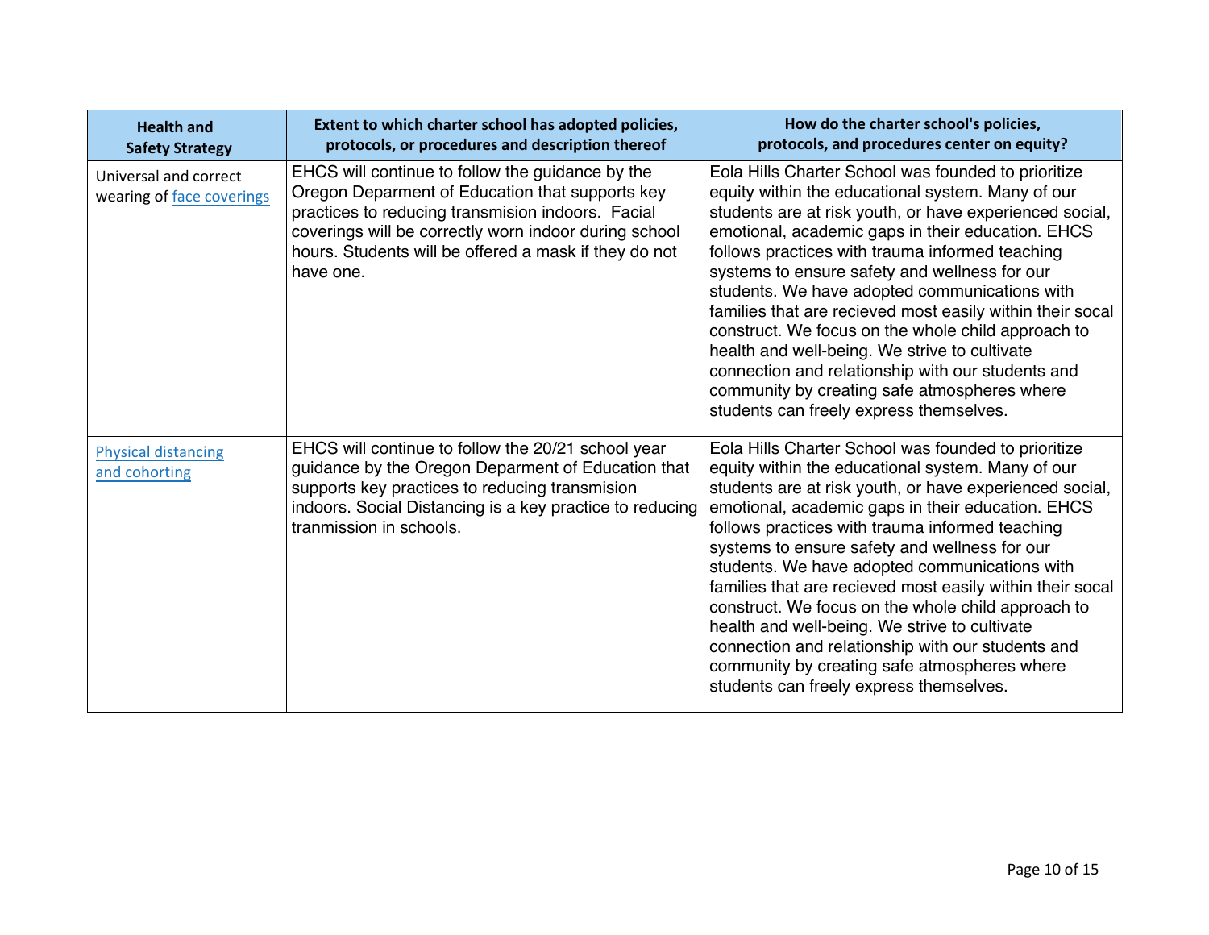| Health and Safety Strategy | Extent to which charter school has adopted policies, protocols, or procedures and description thereof | How do the charter school's policies, protocols, and procedures center on equity? |
|---|---|---|
| Universal and correct wearing of face coverings | EHCS will continue to follow the guidance by the Oregon Deparment of Education that supports key practices to reducing transmision indoors. Facial coverings will be correctly worn indoor during school hours. Students will be offered a mask if they do not have one. | Eola Hills Charter School was founded to prioritize equity within the educational system. Many of our students are at risk youth, or have experienced social, emotional, academic gaps in their education. EHCS follows practices with trauma informed teaching systems to ensure safety and wellness for our students. We have adopted communications with families that are recieved most easily within their socal construct. We focus on the whole child approach to health and well-being. We strive to cultivate connection and relationship with our students and community by creating safe atmospheres where students can freely express themselves. |
| Physical distancing and cohorting | EHCS will continue to follow the 20/21 school year guidance by the Oregon Deparment of Education that supports key practices to reducing transmision indoors. Social Distancing is a key practice to reducing tranmission in schools. | Eola Hills Charter School was founded to prioritize equity within the educational system. Many of our students are at risk youth, or have experienced social, emotional, academic gaps in their education. EHCS follows practices with trauma informed teaching systems to ensure safety and wellness for our students. We have adopted communications with families that are recieved most easily within their socal construct. We focus on the whole child approach to health and well-being. We strive to cultivate connection and relationship with our students and community by creating safe atmospheres where students can freely express themselves. |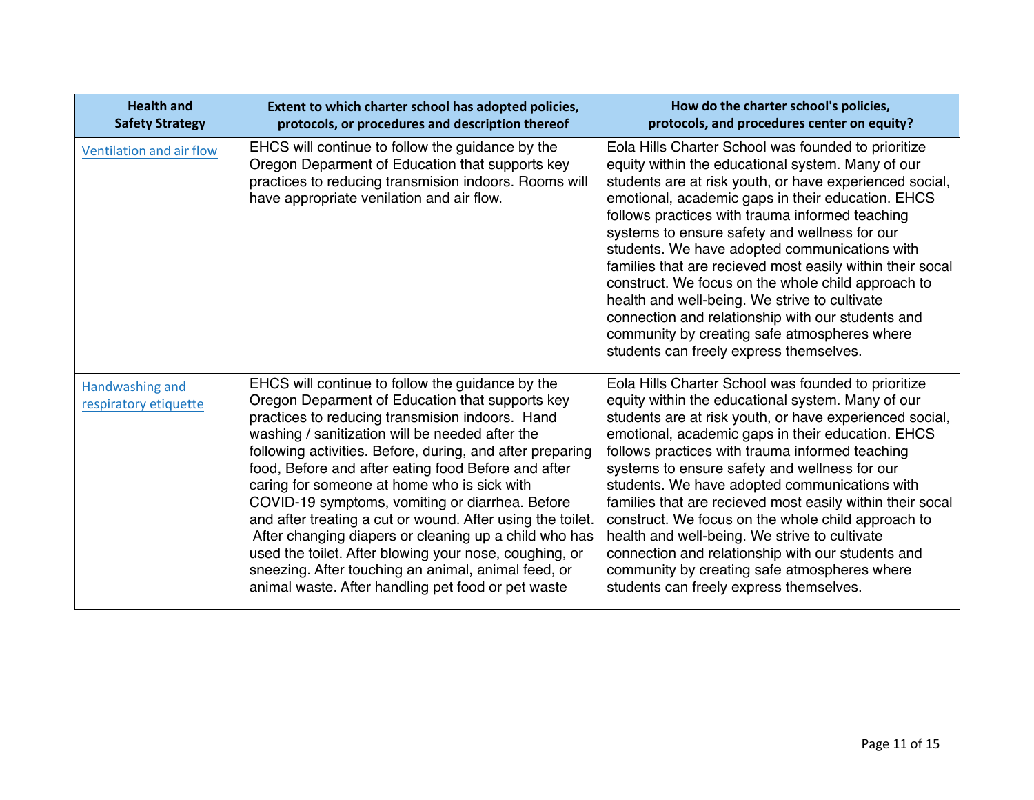| Health and Safety Strategy | Extent to which charter school has adopted policies, protocols, or procedures and description thereof | How do the charter school's policies, protocols, and procedures center on equity? |
|---|---|---|
| Ventilation and air flow | EHCS will continue to follow the guidance by the Oregon Deparment of Education that supports key practices to reducing transmision indoors. Rooms will have appropriate venilation and air flow. | Eola Hills Charter School was founded to prioritize equity within the educational system. Many of our students are at risk youth, or have experienced social, emotional, academic gaps in their education. EHCS follows practices with trauma informed teaching systems to ensure safety and wellness for our students. We have adopted communications with families that are recieved most easily within their socal construct. We focus on the whole child approach to health and well-being. We strive to cultivate connection and relationship with our students and community by creating safe atmospheres where students can freely express themselves. |
| Handwashing and respiratory etiquette | EHCS will continue to follow the guidance by the Oregon Deparment of Education that supports key practices to reducing transmision indoors. Hand washing / sanitization will be needed after the following activities. Before, during, and after preparing food, Before and after eating food Before and after caring for someone at home who is sick with COVID-19 symptoms, vomiting or diarrhea. Before and after treating a cut or wound. After using the toilet. After changing diapers or cleaning up a child who has used the toilet. After blowing your nose, coughing, or sneezing. After touching an animal, animal feed, or animal waste. After handling pet food or pet waste | Eola Hills Charter School was founded to prioritize equity within the educational system. Many of our students are at risk youth, or have experienced social, emotional, academic gaps in their education. EHCS follows practices with trauma informed teaching systems to ensure safety and wellness for our students. We have adopted communications with families that are recieved most easily within their socal construct. We focus on the whole child approach to health and well-being. We strive to cultivate connection and relationship with our students and community by creating safe atmospheres where students can freely express themselves. |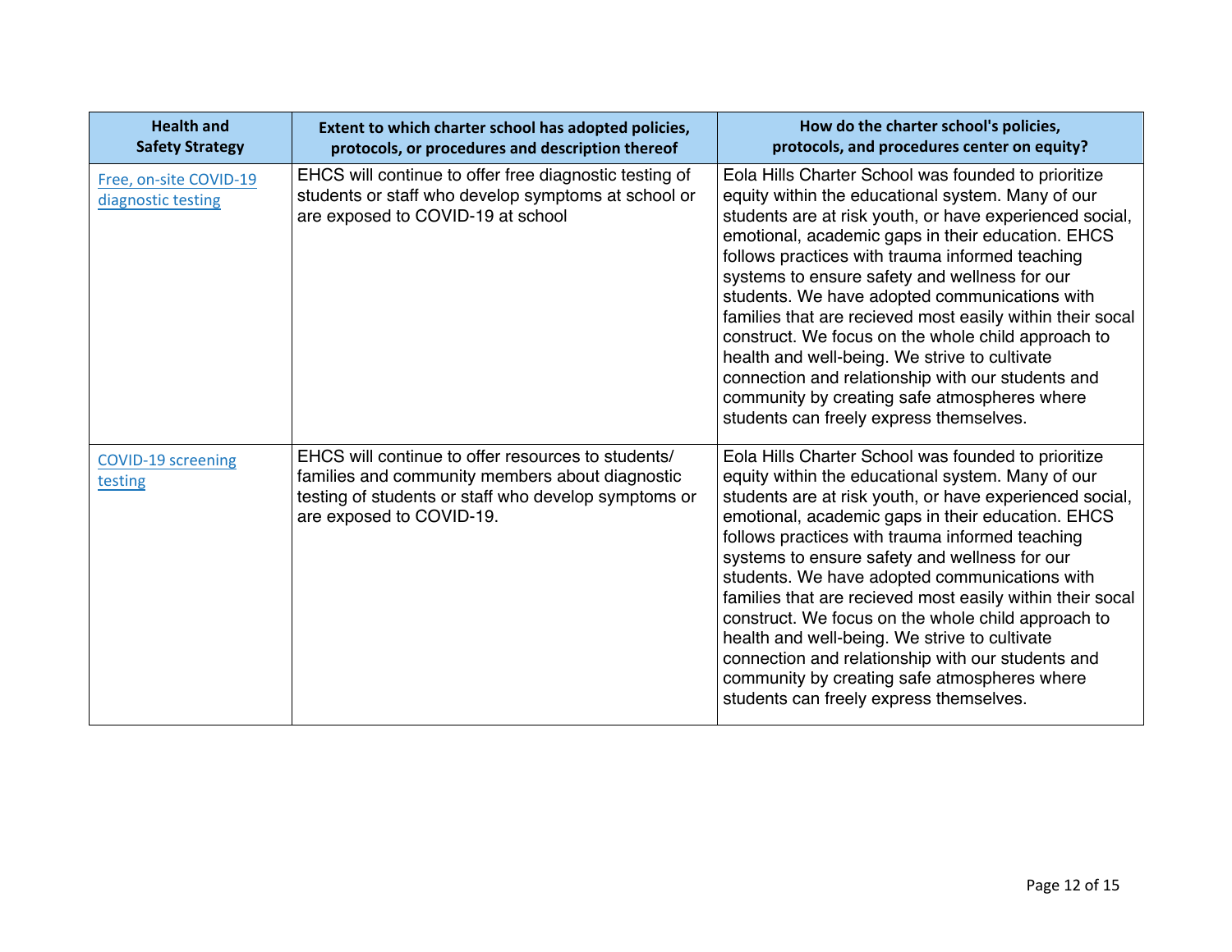| Health and Safety Strategy | Extent to which charter school has adopted policies, protocols, or procedures and description thereof | How do the charter school's policies, protocols, and procedures center on equity? |
|---|---|---|
| Free, on-site COVID-19 diagnostic testing | EHCS will continue to offer free diagnostic testing of students or staff who develop symptoms at school or are exposed to COVID-19 at school | Eola Hills Charter School was founded to prioritize equity within the educational system. Many of our students are at risk youth, or have experienced social, emotional, academic gaps in their education. EHCS follows practices with trauma informed teaching systems to ensure safety and wellness for our students. We have adopted communications with families that are recieved most easily within their socal construct. We focus on the whole child approach to health and well-being. We strive to cultivate connection and relationship with our students and community by creating safe atmospheres where students can freely express themselves. |
| COVID-19 screening testing | EHCS will continue to offer resources to students/ families and community members about diagnostic testing of students or staff who develop symptoms or are exposed to COVID-19. | Eola Hills Charter School was founded to prioritize equity within the educational system. Many of our students are at risk youth, or have experienced social, emotional, academic gaps in their education. EHCS follows practices with trauma informed teaching systems to ensure safety and wellness for our students. We have adopted communications with families that are recieved most easily within their socal construct. We focus on the whole child approach to health and well-being. We strive to cultivate connection and relationship with our students and community by creating safe atmospheres where students can freely express themselves. |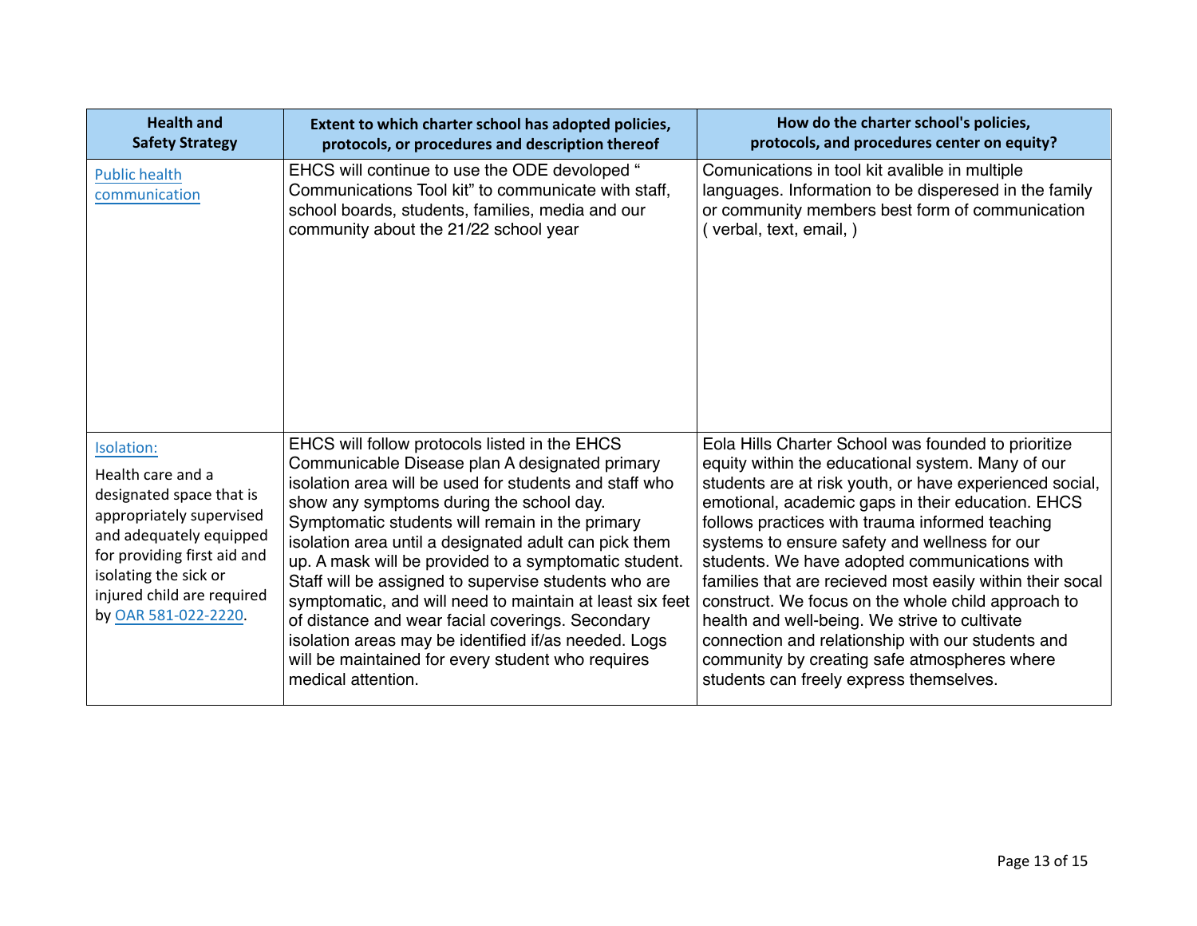| Health and Safety Strategy | Extent to which charter school has adopted policies, protocols, or procedures and description thereof | How do the charter school's policies, protocols, and procedures center on equity? |
|---|---|---|
| Public health communication | EHCS will continue to use the ODE devoloped " Communications Tool kit" to communicate with staff, school boards, students, families, media and our community about the 21/22 school year | Comunications in tool kit avalible in multiple languages. Information to be disperesed in the family or community members best form of communication ( verbal, text, email, ) |
| Isolation: Health care and a designated space that is appropriately supervised and adequately equipped for providing first aid and isolating the sick or injured child are required by OAR 581-022-2220. | EHCS will follow protocols listed in the EHCS Communicable Disease plan A designated primary isolation area will be used for students and staff who show any symptoms during the school day. Symptomatic students will remain in the primary isolation area until a designated adult can pick them up. A mask will be provided to a symptomatic student. Staff will be assigned to supervise students who are symptomatic, and will need to maintain at least six feet of distance and wear facial coverings. Secondary isolation areas may be identified if/as needed. Logs will be maintained for every student who requires medical attention. | Eola Hills Charter School was founded to prioritize equity within the educational system. Many of our students are at risk youth, or have experienced social, emotional, academic gaps in their education. EHCS follows practices with trauma informed teaching systems to ensure safety and wellness for our students. We have adopted communications with families that are recieved most easily within their socal construct. We focus on the whole child approach to health and well-being. We strive to cultivate connection and relationship with our students and community by creating safe atmospheres where students can freely express themselves. |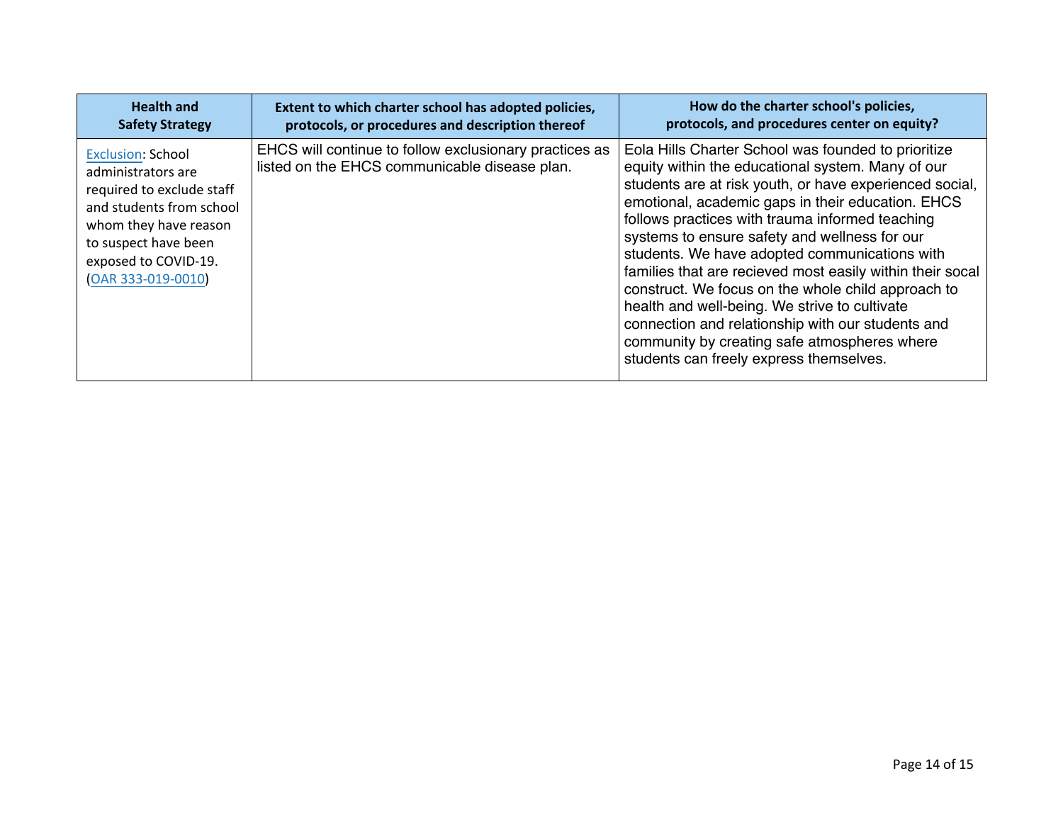| Health and Safety Strategy | Extent to which charter school has adopted policies, protocols, or procedures and description thereof | How do the charter school's policies, protocols, and procedures center on equity? |
|---|---|---|
| Exclusion: School administrators are required to exclude staff and students from school whom they have reason to suspect have been exposed to COVID-19. (OAR 333-019-0010) | EHCS will continue to follow exclusionary practices as listed on the EHCS communicable disease plan. | Eola Hills Charter School was founded to prioritize equity within the educational system. Many of our students are at risk youth, or have experienced social, emotional, academic gaps in their education. EHCS follows practices with trauma informed teaching systems to ensure safety and wellness for our students. We have adopted communications with families that are recieved most easily within their socal construct. We focus on the whole child approach to health and well-being. We strive to cultivate connection and relationship with our students and community by creating safe atmospheres where students can freely express themselves. |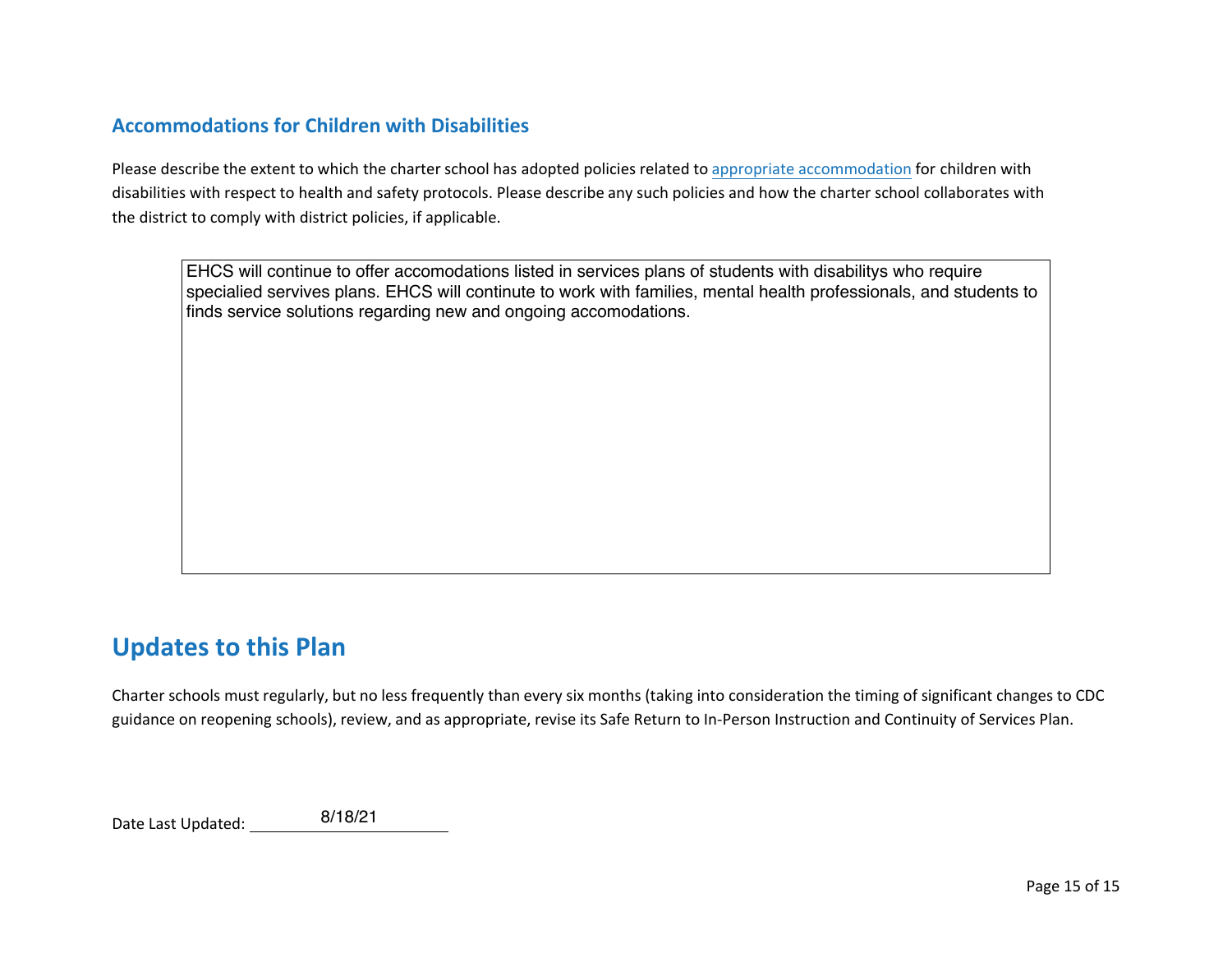### Accommodations for Children with Disabilities

Please describe the extent to which the charter school has adopted policies related to appropriate accommodation for children with disabilities with respect to health and safety protocols. Please describe any such policies and how the charter school collaborates with the district to comply with district policies, if applicable.

EHCS will continue to offer accomodations listed in services plans of students with disabilitys who require specialied servives plans. EHCS will contintute to work with families, mental health professionals, and students to finds service solutions regarding new and ongoing accomodations.

## Updates to this Plan

Charter schools must regularly, but no less frequently than every six months (taking into consideration the timing of significant changes to CDC guidance on reopening schools), review, and as appropriate, revise its Safe Return to In-Person Instruction and Continuity of Services Plan.

Date Last Updated: 8/18/21